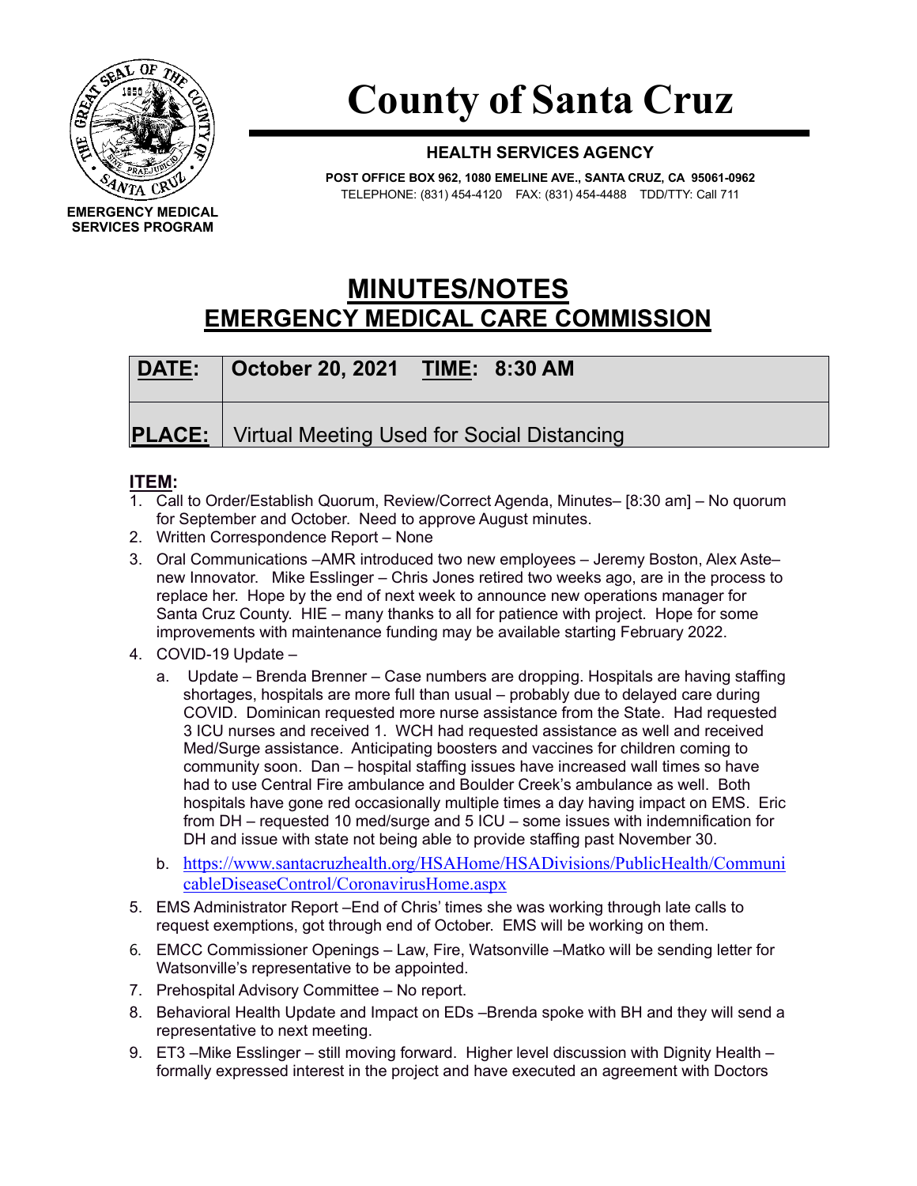EMERGENCY MEDICAL SERVICES PROGRAM

# County of Santa Cruz

**HEALTH SERVICES AGENCY**

**POST OFFICE BOX 962, 1080 EMELINE AVE., SANTA CRUZ, CA 95061-0962**
TELEPHONE: (831) 454-4120 FAX: (831) 454-4488 TDD/TTY: Call 711

## MINUTES/NOTES
## EMERGENCY MEDICAL CARE COMMISSION

| | |
|---|---|
| **DATE:** | **October 20, 2021 TIME: 8:30 AM** |
| **PLACE:** | Virtual Meeting Used for Social Distancing |

**ITEM:**

1. Call to Order/Establish Quorum, Review/Correct Agenda, Minutes– [8:30 am] – No quorum for September and October. Need to approve August minutes.
2. Written Correspondence Report – None
3. Oral Communications –AMR introduced two new employees – Jeremy Boston, Alex Aste– new Innovator. Mike Esslinger – Chris Jones retired two weeks ago, are in the process to replace her. Hope by the end of next week to announce new operations manager for Santa Cruz County. HIE – many thanks to all for patience with project. Hope for some improvements with maintenance funding may be available starting February 2022.
4. COVID-19 Update –
   a. Update – Brenda Brenner – Case numbers are dropping. Hospitals are having staffing shortages, hospitals are more full than usual – probably due to delayed care during COVID. Dominican requested more nurse assistance from the State. Had requested 3 ICU nurses and received 1. WCH had requested assistance as well and received Med/Surge assistance. Anticipating boosters and vaccines for children coming to community soon. Dan – hospital staffing issues have increased wall times so have had to use Central Fire ambulance and Boulder Creek's ambulance as well. Both hospitals have gone red occasionally multiple times a day having impact on EMS. Eric from DH – requested 10 med/surge and 5 ICU – some issues with indemnification for DH and issue with state not being able to provide staffing past November 30.
   b. https://www.santacruzhealth.org/HSAHome/HSADivisions/PublicHealth/CommunicableDiseaseControl/CoronavirusHome.aspx
5. EMS Administrator Report –End of Chris' times she was working through late calls to request exemptions, got through end of October. EMS will be working on them.
6. EMCC Commissioner Openings – Law, Fire, Watsonville –Matko will be sending letter for Watsonville's representative to be appointed.
7. Prehospital Advisory Committee – No report.
8. Behavioral Health Update and Impact on EDs –Brenda spoke with BH and they will send a representative to next meeting.
9. ET3 –Mike Esslinger – still moving forward. Higher level discussion with Dignity Health – formally expressed interest in the project and have executed an agreement with Doctors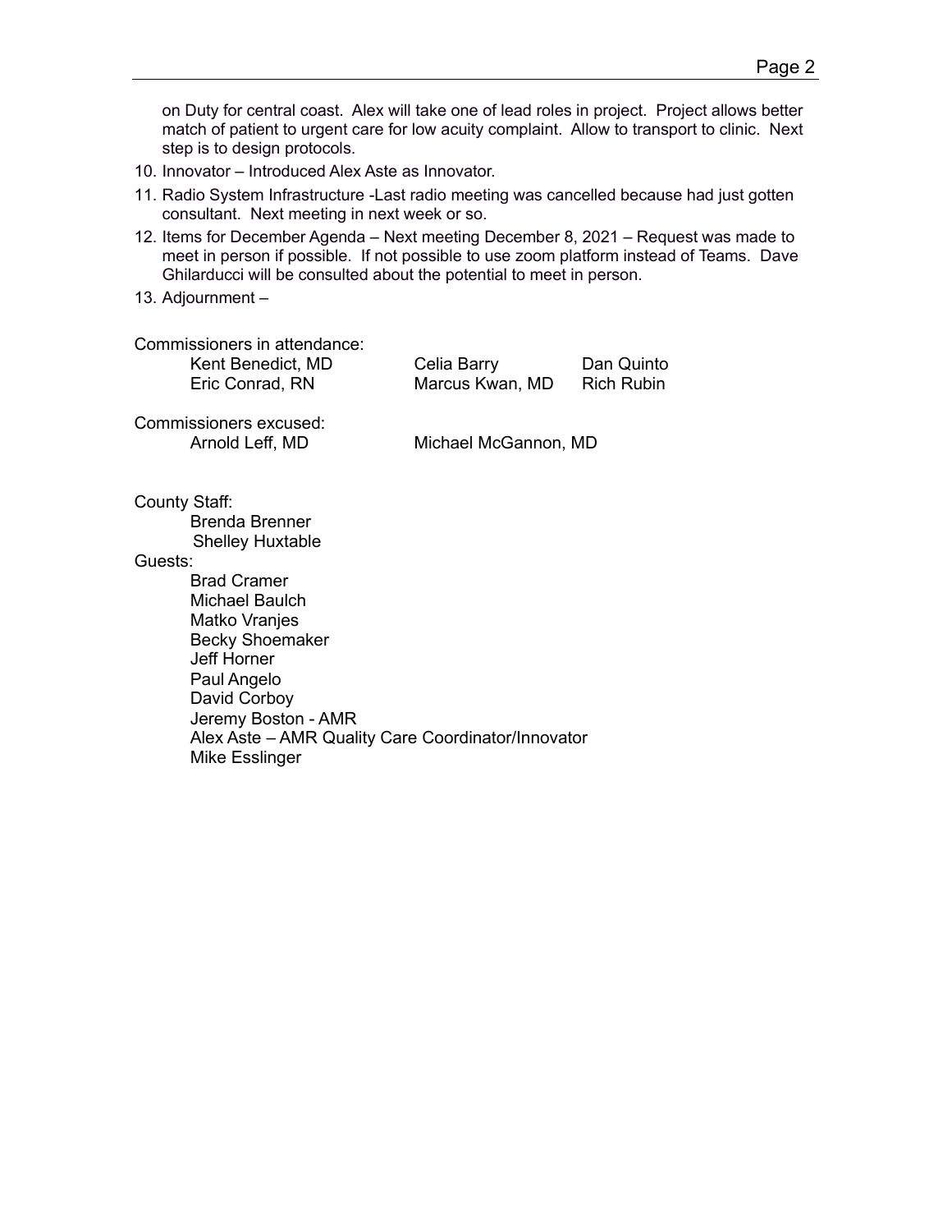on Duty for central coast. Alex will take one of lead roles in project. Project allows better match of patient to urgent care for low acuity complaint. Allow to transport to clinic. Next step is to design protocols.

10. Innovator – Introduced Alex Aste as Innovator.
11. Radio System Infrastructure -Last radio meeting was cancelled because had just gotten consultant. Next meeting in next week or so.
12. Items for December Agenda – Next meeting December 8, 2021 – Request was made to meet in person if possible. If not possible to use zoom platform instead of Teams. Dave Ghilarducci will be consulted about the potential to meet in person.
13. Adjournment –

Commissioners in attendance:

| | | |
|---|---|---|
| Kent Benedict, MD | Celia Barry | Dan Quinto |
| Eric Conrad, RN | Marcus Kwan, MD | Rich Rubin |

Commissioners excused:

| | |
|---|---|
| Arnold Leff, MD | Michael McGannon, MD |

County Staff:
- Brenda Brenner
- Shelley Huxtable

Guests:
- Brad Cramer
- Michael Baulch
- Matko Vranjes
- Becky Shoemaker
- Jeff Horner
- Paul Angelo
- David Corboy
- Jeremy Boston - AMR
- Alex Aste – AMR Quality Care Coordinator/Innovator
- Mike Esslinger